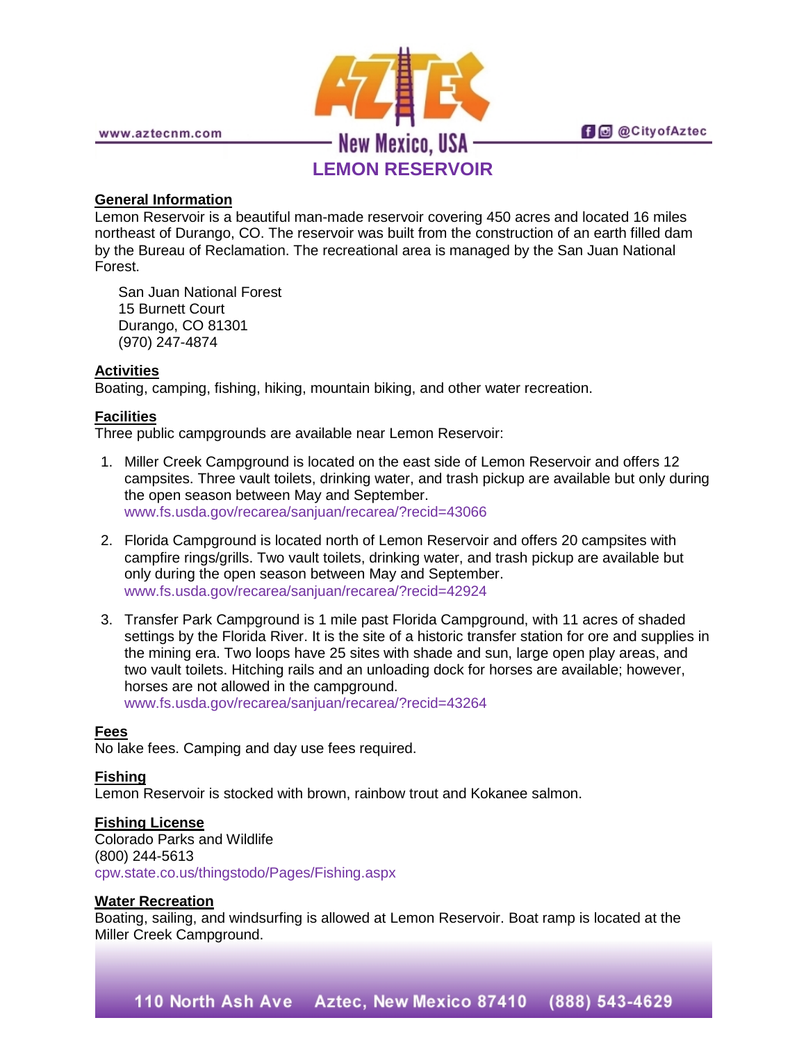# LEMON RESERVOIR

## General Information

Lemon Reservoir is a beautiful man-made reservoir covering 450 acres and located 16 miles northeast of Durango, CO. The reservoir was built from the construction of an earth filled dam by the Bureau of Reclamation. The recreational area is managed by the San Juan National Forest.

San Juan National Forest
15 Burnett Court
Durango, CO 81301
(970) 247-4874

## Activities

Boating, camping, fishing, hiking, mountain biking, and other water recreation.

## Facilities

Three public campgrounds are available near Lemon Reservoir:

1. Miller Creek Campground is located on the east side of Lemon Reservoir and offers 12 campsites. Three vault toilets, drinking water, and trash pickup are available but only during the open season between May and September.
   www.fs.usda.gov/recarea/sanjuan/recarea/?recid=43066

2. Florida Campground is located north of Lemon Reservoir and offers 20 campsites with campfire rings/grills. Two vault toilets, drinking water, and trash pickup are available but only during the open season between May and September.
   www.fs.usda.gov/recarea/sanjuan/recarea/?recid=42924

3. Transfer Park Campground is 1 mile past Florida Campground, with 11 acres of shaded settings by the Florida River. It is the site of a historic transfer station for ore and supplies in the mining era. Two loops have 25 sites with shade and sun, large open play areas, and two vault toilets. Hitching rails and an unloading dock for horses are available; however, horses are not allowed in the campground.
   www.fs.usda.gov/recarea/sanjuan/recarea/?recid=43264

## Fees

No lake fees. Camping and day use fees required.

## Fishing

Lemon Reservoir is stocked with brown, rainbow trout and Kokanee salmon.

## Fishing License

Colorado Parks and Wildlife
(800) 244-5613
cpw.state.co.us/thingstodo/Pages/Fishing.aspx

## Water Recreation

Boating, sailing, and windsurfing is allowed at Lemon Reservoir. Boat ramp is located at the Miller Creek Campground.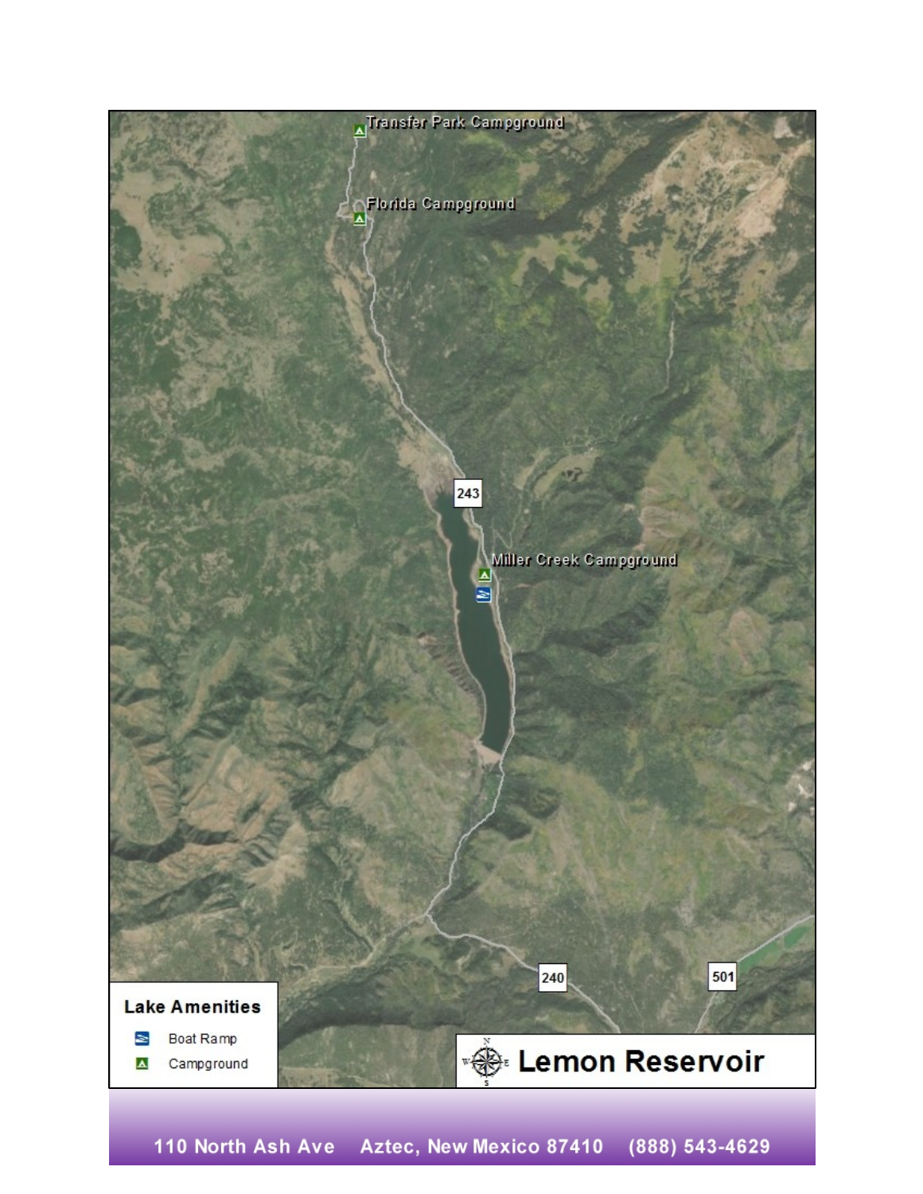Transfer Park Campground

Florida Campground

243

Miller Creek Campground

240

501

**Lake Amenities**

Boat Ramp

Campground

# Lemon Reservoir

110 North Ash Ave    Aztec, New Mexico 87410    (888) 543-4629